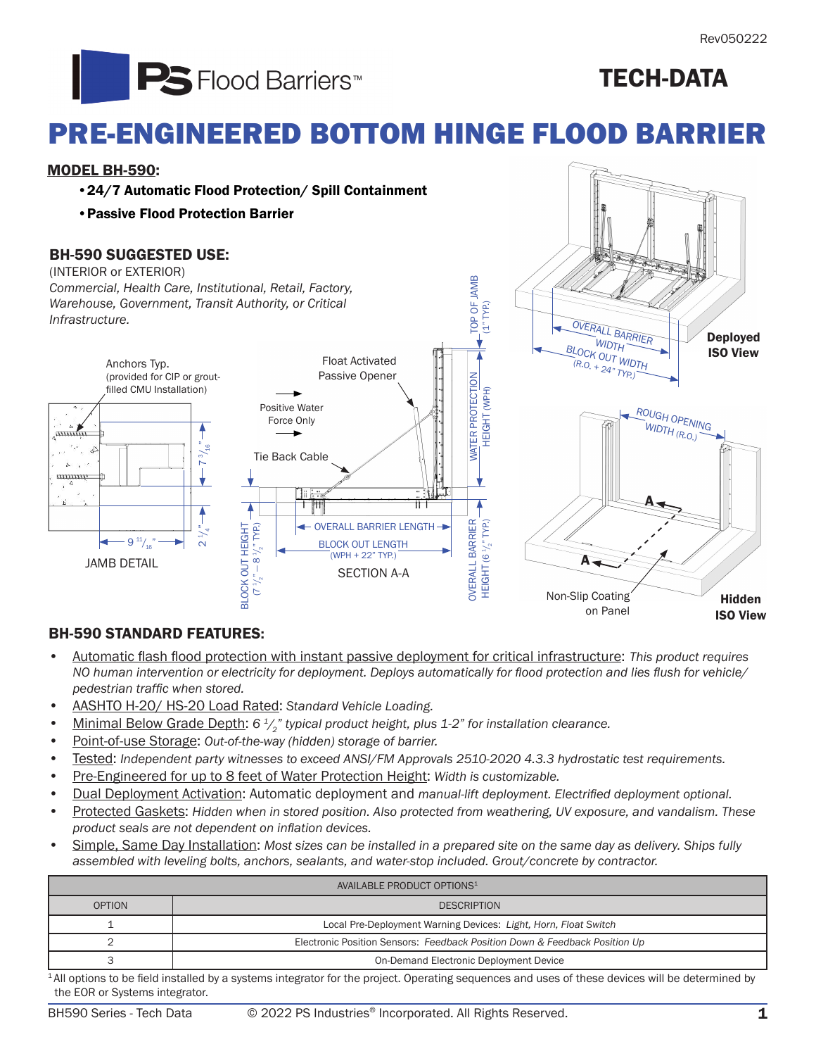PS Flood Barriers™

# TECH-DATA

# PRE-ENGINEERED BOTTOM HINGE FLOOD BARRIER

## MODEL BH-590:

- **24/7 Automatic Flood Protection/ Spill Containment**
- **Passive Flood Protection Barrier**

### BH-590 SUGGESTED USE:

(INTERIOR or EXTERIOR)
*Commercial, Health Care, Institutional, Retail, Factory, Warehouse, Government, Transit Authority, or Critical Infrastructure.*

Anchors Typ. (provided for CIP or grout-filled CMU Installation)

7 3/16"

9 11/16"

2 1/4"

JAMB DETAIL

Float Activated Passive Opener

Positive Water Force Only

Tie Back Cable

TOP OF JAMB (1" TYP.)

WATER PROTECTION HEIGHT (WPH)

OVERALL BARRIER LENGTH

BLOCK OUT LENGTH (WPH + 22" TYP.)

BLOCK OUT HEIGHT (7 1/2" – 8 1/2" TYP.)

OVERALL BARRIER HEIGHT (6 1/2" TYP.)

SECTION A-A

OVERALL BARRIER WIDTH

BLOCK OUT WIDTH (R.O. + 24" TYP.)

Deployed ISO View

ROUGH OPENING WIDTH (R.O.)

A

A

Non-Slip Coating on Panel

Hidden ISO View

### BH-590 STANDARD FEATURES:

- Automatic flash flood protection with instant passive deployment for critical infrastructure: *This product requires NO human intervention or electricity for deployment. Deploys automatically for flood protection and lies flush for vehicle/ pedestrian traffic when stored.*
- AASHTO H-20/ HS-20 Load Rated: *Standard Vehicle Loading.*
- Minimal Below Grade Depth: *6 1/2" typical product height, plus 1-2" for installation clearance.*
- Point-of-use Storage: *Out-of-the-way (hidden) storage of barrier.*
- Tested: *Independent party witnesses to exceed ANSI/FM Approvals 2510-2020 4.3.3 hydrostatic test requirements.*
- Pre-Engineered for up to 8 feet of Water Protection Height: *Width is customizable.*
- Dual Deployment Activation: Automatic deployment and *manual-lift deployment. Electrified deployment optional.*
- Protected Gaskets: *Hidden when in stored position. Also protected from weathering, UV exposure, and vandalism. These product seals are not dependent on inflation devices.*
- Simple, Same Day Installation: *Most sizes can be installed in a prepared site on the same day as delivery. Ships fully assembled with leveling bolts, anchors, sealants, and water-stop included. Grout/concrete by contractor.*

| AVAILABLE PRODUCT OPTIONS[1] | |
|---|---|
| OPTION | DESCRIPTION |
| 1 | Local Pre-Deployment Warning Devices: *Light, Horn, Float Switch* |
| 2 | Electronic Position Sensors: *Feedback Position Down & Feedback Position Up* |
| 3 | On-Demand Electronic Deployment Device |

[1] All options to be field installed by a systems integrator for the project. Operating sequences and uses of these devices will be determined by the EOR or Systems integrator.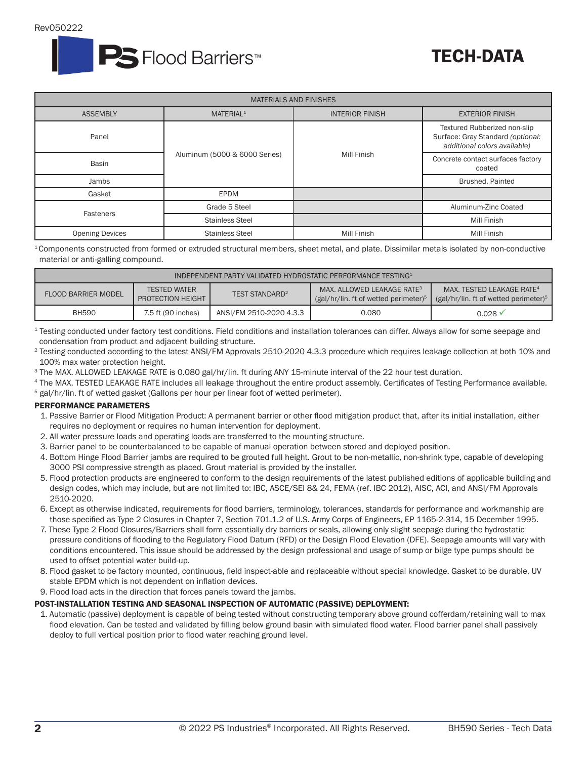Rev050222

PS Flood Barriers™

# TECH-DATA

| MATERIALS AND FINISHES | | | |
|---|---|---|---|
| ASSEMBLY | MATERIAL[1] | INTERIOR FINISH | EXTERIOR FINISH |
| Panel | Aluminum (5000 & 6000 Series) | Mill Finish | Textured Rubberized non-slip Surface: Gray Standard *(optional: additional colors available)* |
| Basin | | | Concrete contact surfaces factory coated |
| Jambs | | | Brushed, Painted |
| Gasket | EPDM | | |
| Fasteners | Grade 5 Steel | | Aluminum-Zinc Coated |
| | Stainless Steel | | Mill Finish |
| Opening Devices | Stainless Steel | Mill Finish | Mill Finish |

[1] Components constructed from formed or extruded structural members, sheet metal, and plate. Dissimilar metals isolated by non-conductive material or anti-galling compound.

| INDEPENDENT PARTY VALIDATED HYDROSTATIC PERFORMANCE TESTING[1] | | | | |
|---|---|---|---|---|
| FLOOD BARRIER MODEL | TESTED WATER PROTECTION HEIGHT | TEST STANDARD[2] | MAX. ALLOWED LEAKAGE RATE[3] (gal/hr/lin. ft of wetted perimeter)[5] | MAX. TESTED LEAKAGE RATE[4] (gal/hr/lin. ft of wetted perimeter)[5] |
| BH590 | 7.5 ft (90 inches) | ANSI/FM 2510-2020 4.3.3 | 0.080 | 0.028 ✓ |

[1] Testing conducted under factory test conditions. Field conditions and installation tolerances can differ. Always allow for some seepage and condensation from product and adjacent building structure.

[2] Testing conducted according to the latest ANSI/FM Approvals 2510-2020 4.3.3 procedure which requires leakage collection at both 10% and 100% max water protection height.

[3] The MAX. ALLOWED LEAKAGE RATE is 0.080 gal/hr/lin. ft during ANY 15-minute interval of the 22 hour test duration.

[4] The MAX. TESTED LEAKAGE RATE includes all leakage throughout the entire product assembly. Certificates of Testing Performance available.

[5] gal/hr/lin. ft of wetted gasket (Gallons per hour per linear foot of wetted perimeter).

### PERFORMANCE PARAMETERS

1. Passive Barrier or Flood Mitigation Product: A permanent barrier or other flood mitigation product that, after its initial installation, either requires no deployment or requires no human intervention for deployment.
2. All water pressure loads and operating loads are transferred to the mounting structure.
3. Barrier panel to be counterbalanced to be capable of manual operation between stored and deployed position.
4. Bottom Hinge Flood Barrier jambs are required to be grouted full height. Grout to be non-metallic, non-shrink type, capable of developing 3000 PSI compressive strength as placed. Grout material is provided by the installer.
5. Flood protection products are engineered to conform to the design requirements of the latest published editions of applicable building and design codes, which may include, but are not limited to: IBC, ASCE/SEI 8& 24, FEMA (ref. IBC 2012), AISC, ACI, and ANSI/FM Approvals 2510-2020.
6. Except as otherwise indicated, requirements for flood barriers, terminology, tolerances, standards for performance and workmanship are those specified as Type 2 Closures in Chapter 7, Section 701.1.2 of U.S. Army Corps of Engineers, EP 1165-2-314, 15 December 1995.
7. These Type 2 Flood Closures/Barriers shall form essentially dry barriers or seals, allowing only slight seepage during the hydrostatic pressure conditions of flooding to the Regulatory Flood Datum (RFD) or the Design Flood Elevation (DFE). Seepage amounts will vary with conditions encountered. This issue should be addressed by the design professional and usage of sump or bilge type pumps should be used to offset potential water build-up.
8. Flood gasket to be factory mounted, continuous, field inspect-able and replaceable without special knowledge. Gasket to be durable, UV stable EPDM which is not dependent on inflation devices.
9. Flood load acts in the direction that forces panels toward the jambs.

### POST-INSTALLATION TESTING AND SEASONAL INSPECTION OF AUTOMATIC (PASSIVE) DEPLOYMENT:

1. Automatic (passive) deployment is capable of being tested without constructing temporary above ground cofferdam/retaining wall to max flood elevation. Can be tested and validated by filling below ground basin with simulated flood water. Flood barrier panel shall passively deploy to full vertical position prior to flood water reaching ground level.

© 2022 PS Industries® Incorporated. All Rights Reserved.